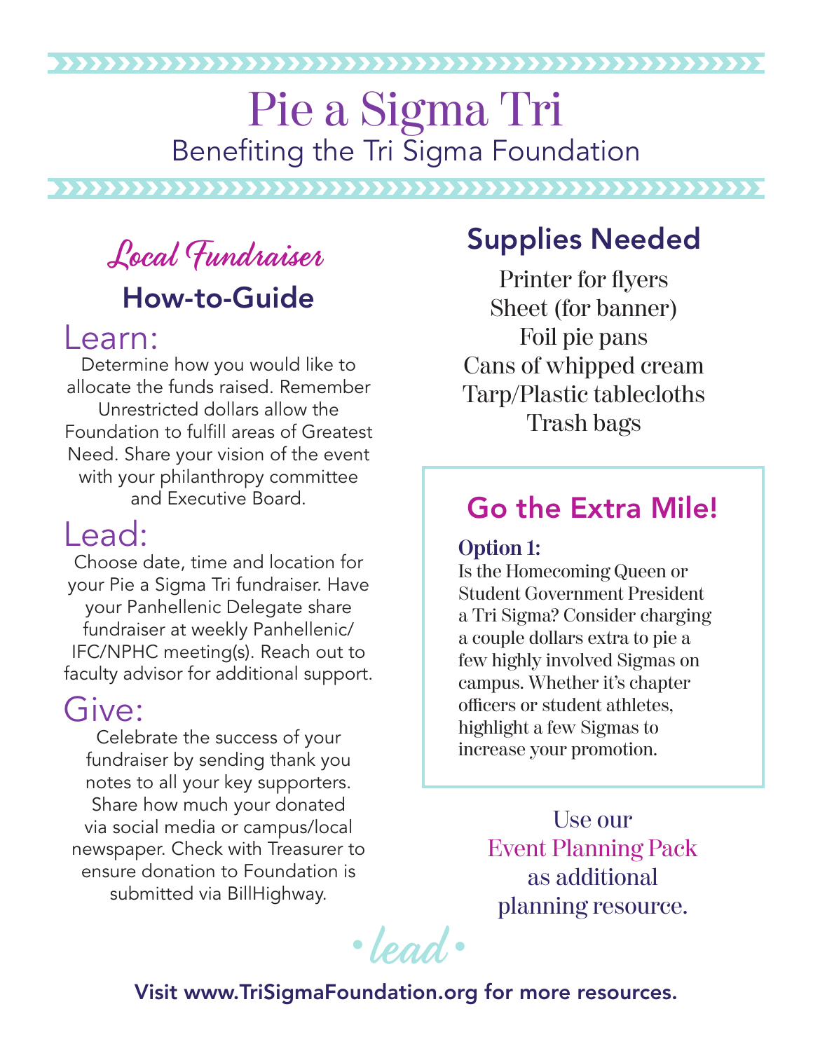# Pie a Sigma Tri

Benefiting the Tri Sigma Foundation

## *Local Fundraiser*

## How-to-Guide

### Learn:

Determine how you would like to allocate the funds raised. Remember Unrestricted dollars allow the Foundation to fulfill areas of Greatest Need. Share your vision of the event with your philanthropy committee and Executive Board.

### Lead:

Choose date, time and location for your Pie a Sigma Tri fundraiser. Have your Panhellenic Delegate share fundraiser at weekly Panhellenic/ IFC/NPHC meeting(s). Reach out to faculty advisor for additional support.

### Give:

Celebrate the success of your fundraiser by sending thank you notes to all your key supporters. Share how much your donated via social media or campus/local newspaper. Check with Treasurer to ensure donation to Foundation is submitted via BillHighway.

## Supplies Needed

Printer for flyers
Sheet (for banner)
Foil pie pans
Cans of whipped cream
Tarp/Plastic tablecloths
Trash bags

## Go the Extra Mile!

**Option 1:**
Is the Homecoming Queen or Student Government President a Tri Sigma? Consider charging a couple dollars extra to pie a few highly involved Sigmas on campus. Whether it's chapter officers or student athletes, highlight a few Sigmas to increase your promotion.

Use our Event Planning Pack as additional planning resource.

• lead •

**Visit www.TriSigmaFoundation.org for more resources.**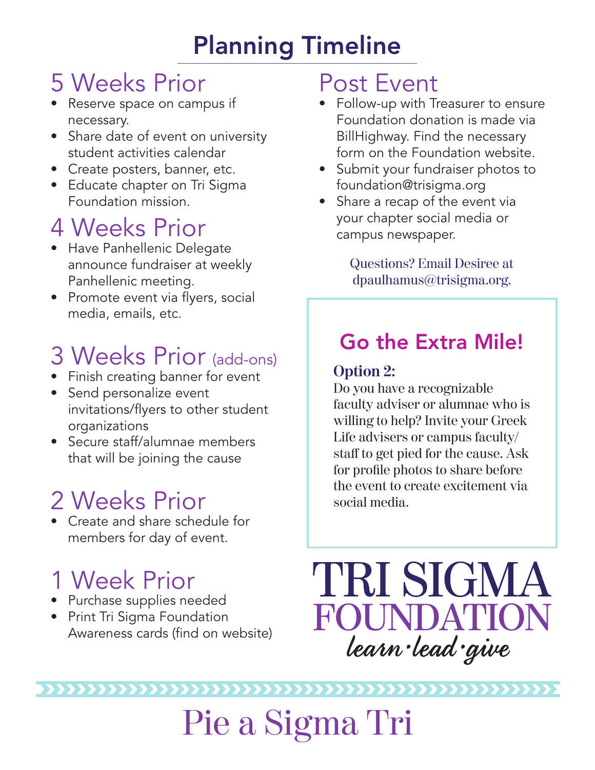# Planning Timeline

## 5 Weeks Prior

- Reserve space on campus if necessary.
- Share date of event on university student activities calendar
- Create posters, banner, etc.
- Educate chapter on Tri Sigma Foundation mission.

## 4 Weeks Prior

- Have Panhellenic Delegate announce fundraiser at weekly Panhellenic meeting.
- Promote event via flyers, social media, emails, etc.

## 3 Weeks Prior (add-ons)

- Finish creating banner for event
- Send personalize event invitations/flyers to other student organizations
- Secure staff/alumnae members that will be joining the cause

## 2 Weeks Prior

- Create and share schedule for members for day of event.

## 1 Week Prior

- Purchase supplies needed
- Print Tri Sigma Foundation Awareness cards (find on website)

## Post Event

- Follow-up with Treasurer to ensure Foundation donation is made via BillHighway. Find the necessary form on the Foundation website.
- Submit your fundraiser photos to foundation@trisigma.org
- Share a recap of the event via your chapter social media or campus newspaper.

Questions? Email Desiree at dpaulhamus@trisigma.org.

## Go the Extra Mile!

**Option 2:**
Do you have a recognizable faculty adviser or alumnae who is willing to help? Invite your Greek Life advisers or campus faculty/ staff to get pied for the cause. Ask for profile photos to share before the event to create excitement via social media.

TRI SIGMA FOUNDATION
learn·lead·give

# Pie a Sigma Tri